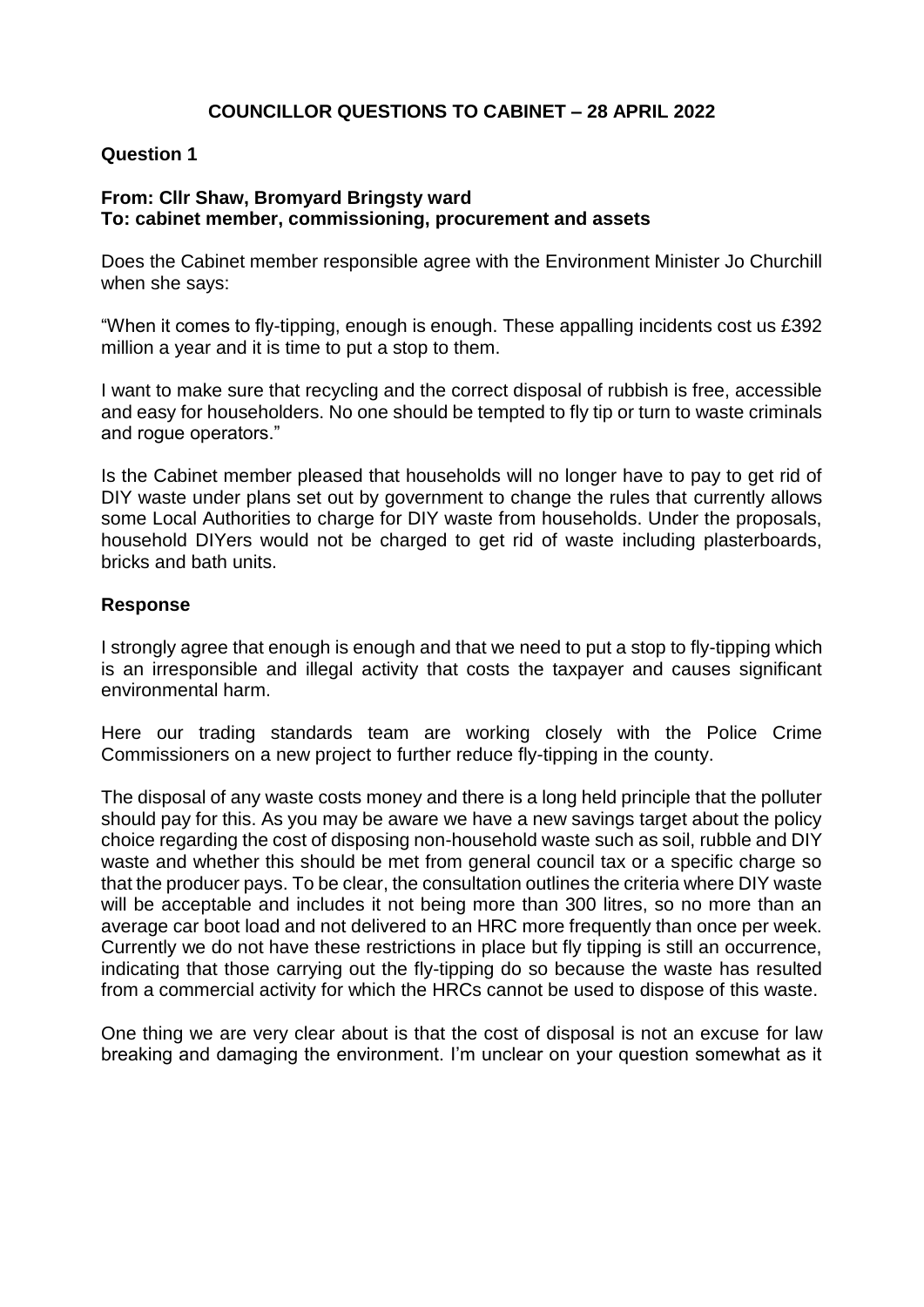# COUNCILLOR QUESTIONS TO CABINET – 28 APRIL 2022

## Question 1

**From: Cllr Shaw, Bromyard Bringsty ward**
**To: cabinet member, commissioning, procurement and assets**

Does the Cabinet member responsible agree with the Environment Minister Jo Churchill when she says:

"When it comes to fly-tipping, enough is enough. These appalling incidents cost us £392 million a year and it is time to put a stop to them.

I want to make sure that recycling and the correct disposal of rubbish is free, accessible and easy for householders. No one should be tempted to fly tip or turn to waste criminals and rogue operators."

Is the Cabinet member pleased that households will no longer have to pay to get rid of DIY waste under plans set out by government to change the rules that currently allows some Local Authorities to charge for DIY waste from households. Under the proposals, household DIYers would not be charged to get rid of waste including plasterboards, bricks and bath units.

## Response

I strongly agree that enough is enough and that we need to put a stop to fly-tipping which is an irresponsible and illegal activity that costs the taxpayer and causes significant environmental harm.

Here our trading standards team are working closely with the Police Crime Commissioners on a new project to further reduce fly-tipping in the county.

The disposal of any waste costs money and there is a long held principle that the polluter should pay for this. As you may be aware we have a new savings target about the policy choice regarding the cost of disposing non-household waste such as soil, rubble and DIY waste and whether this should be met from general council tax or a specific charge so that the producer pays. To be clear, the consultation outlines the criteria where DIY waste will be acceptable and includes it not being more than 300 litres, so no more than an average car boot load and not delivered to an HRC more frequently than once per week. Currently we do not have these restrictions in place but fly tipping is still an occurrence, indicating that those carrying out the fly-tipping do so because the waste has resulted from a commercial activity for which the HRCs cannot be used to dispose of this waste.

One thing we are very clear about is that the cost of disposal is not an excuse for law breaking and damaging the environment. I'm unclear on your question somewhat as it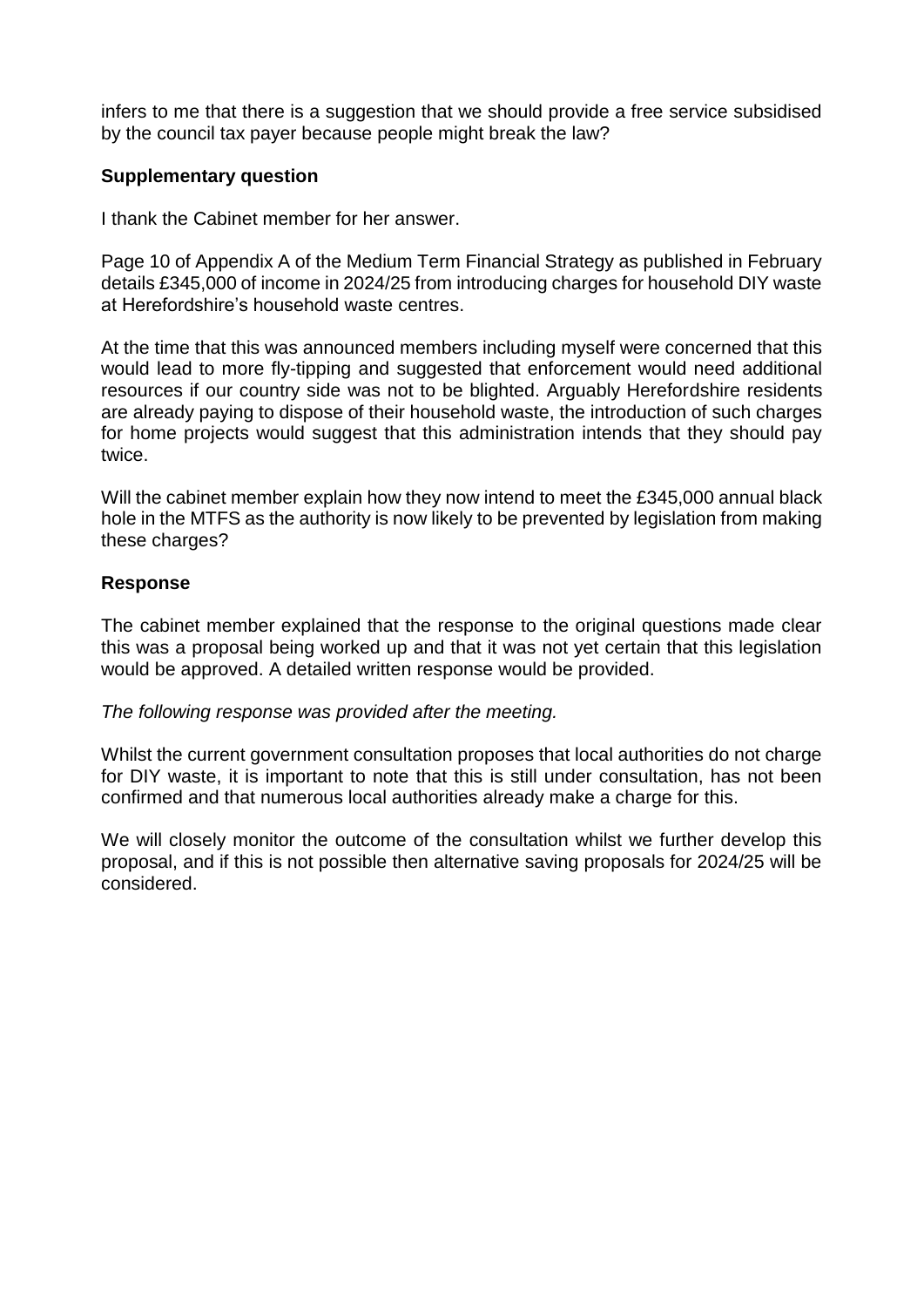infers to me that there is a suggestion that we should provide a free service subsidised by the council tax payer because people might break the law?

**Supplementary question**

I thank the Cabinet member for her answer.

Page 10 of Appendix A of the Medium Term Financial Strategy as published in February details £345,000 of income in 2024/25 from introducing charges for household DIY waste at Herefordshire's household waste centres.

At the time that this was announced members including myself were concerned that this would lead to more fly-tipping and suggested that enforcement would need additional resources if our country side was not to be blighted. Arguably Herefordshire residents are already paying to dispose of their household waste, the introduction of such charges for home projects would suggest that this administration intends that they should pay twice.

Will the cabinet member explain how they now intend to meet the £345,000 annual black hole in the MTFS as the authority is now likely to be prevented by legislation from making these charges?

**Response**

The cabinet member explained that the response to the original questions made clear this was a proposal being worked up and that it was not yet certain that this legislation would be approved. A detailed written response would be provided.

*The following response was provided after the meeting.*

Whilst the current government consultation proposes that local authorities do not charge for DIY waste, it is important to note that this is still under consultation, has not been confirmed and that numerous local authorities already make a charge for this.

We will closely monitor the outcome of the consultation whilst we further develop this proposal, and if this is not possible then alternative saving proposals for 2024/25 will be considered.